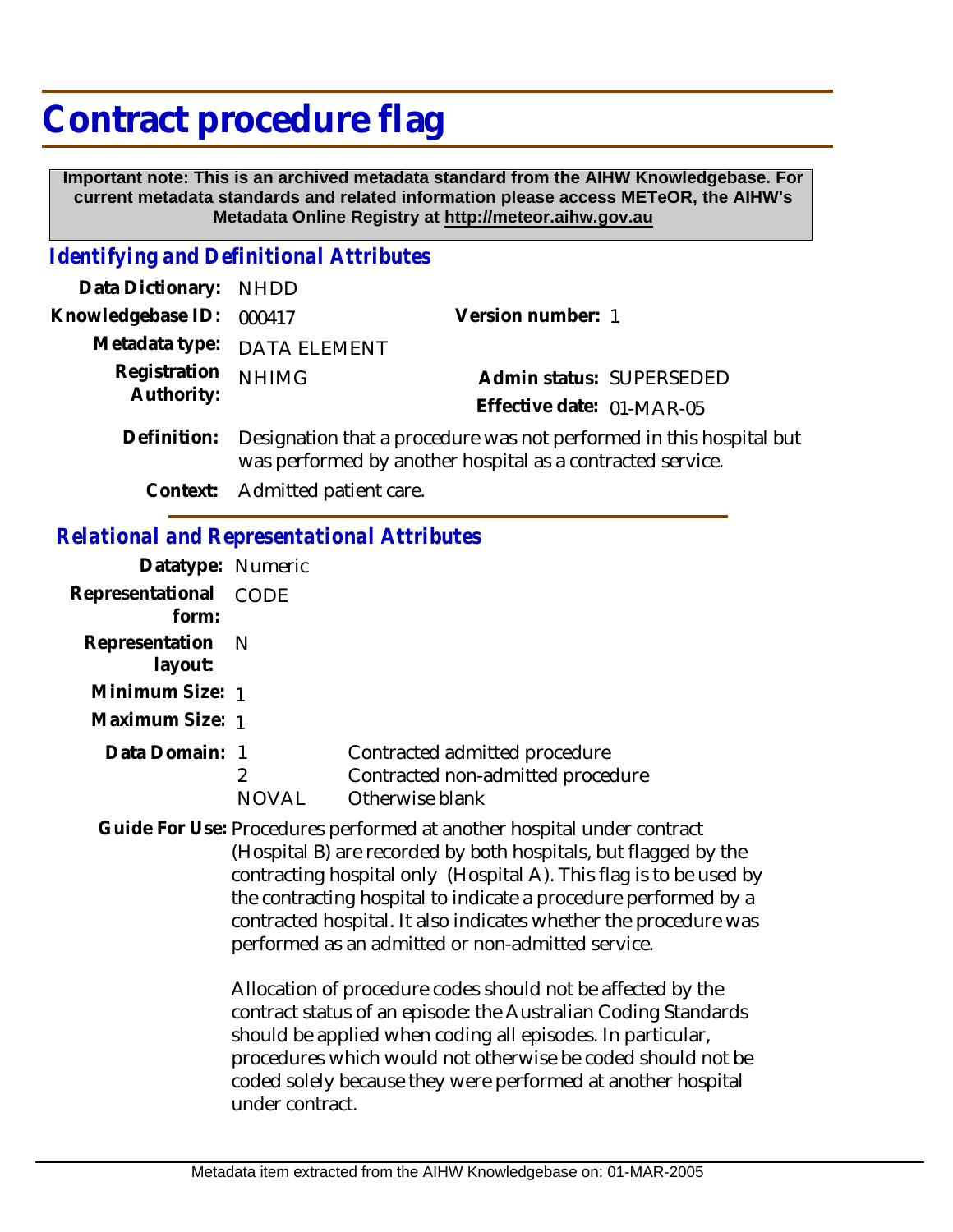# Contract procedure flag

**Important note: This is an archived metadata standard from the AIHW Knowledgebase. For current metadata standards and related information please access METeOR, the AIHW's Metadata Online Registry at http://meteor.aihw.gov.au**

## *Identifying and Definitional Attributes*

| | | | |
|---|---|---|---|
| **Data Dictionary:** | NHDD | | |
| **Knowledgebase ID:** | 000417 | **Version number:** | 1 |
| **Metadata type:** | DATA ELEMENT | | |
| **Registration Authority:** | NHIMG | **Admin status:** | SUPERSEDED |
| | | **Effective date:** | 01-MAR-05 |

**Definition:** Designation that a procedure was not performed in this hospital but was performed by another hospital as a contracted service.

**Context:** Admitted patient care.

## *Relational and Representational Attributes*

**Datatype:** Numeric

**Representational form:** CODE

**Representation layout:** N

**Minimum Size:** 1

**Maximum Size:** 1

**Data Domain:**

| | |
|---|---|
| 1 | Contracted admitted procedure |
| 2 | Contracted non-admitted procedure |
| NOVAL | Otherwise blank |

**Guide For Use:** Procedures performed at another hospital under contract (Hospital B) are recorded by both hospitals, but flagged by the contracting hospital only (Hospital A). This flag is to be used by the contracting hospital to indicate a procedure performed by a contracted hospital. It also indicates whether the procedure was performed as an admitted or non-admitted service.

Allocation of procedure codes should not be affected by the contract status of an episode: the Australian Coding Standards should be applied when coding all episodes. In particular, procedures which would not otherwise be coded should not be coded solely because they were performed at another hospital under contract.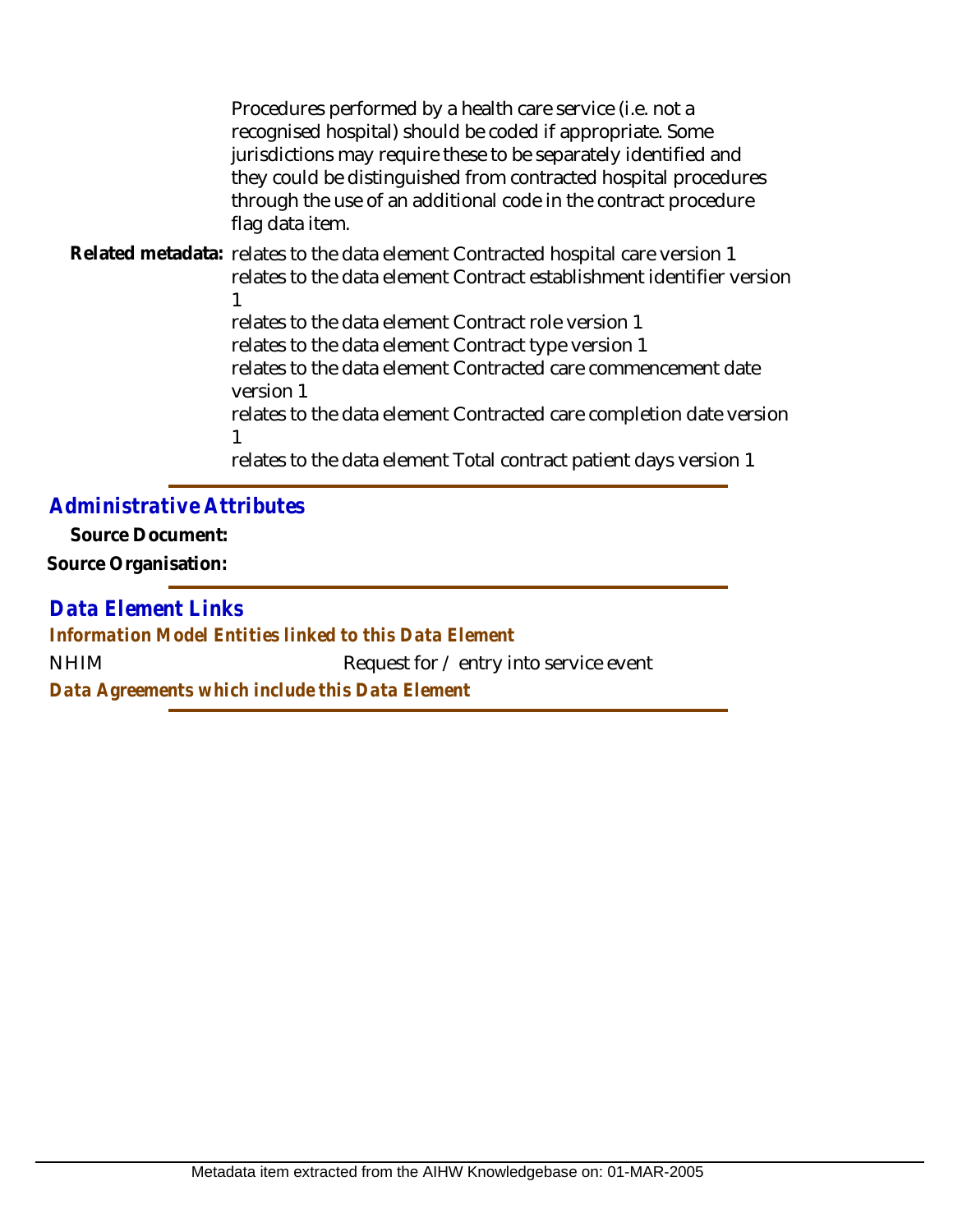Procedures performed by a health care service (i.e. not a recognised hospital) should be coded if appropriate. Some jurisdictions may require these to be separately identified and they could be distinguished from contracted hospital procedures through the use of an additional code in the contract procedure flag data item.

**Related metadata:** relates to the data element Contracted hospital care version 1
relates to the data element Contract establishment identifier version 1
relates to the data element Contract role version 1
relates to the data element Contract type version 1
relates to the data element Contracted care commencement date version 1
relates to the data element Contracted care completion date version 1
relates to the data element Total contract patient days version 1

## Administrative Attributes

**Source Document:**

**Source Organisation:**

## Data Element Links

### Information Model Entities linked to this Data Element

| | |
|---|---|
| NHIM | Request for / entry into service event |

### Data Agreements which include this Data Element